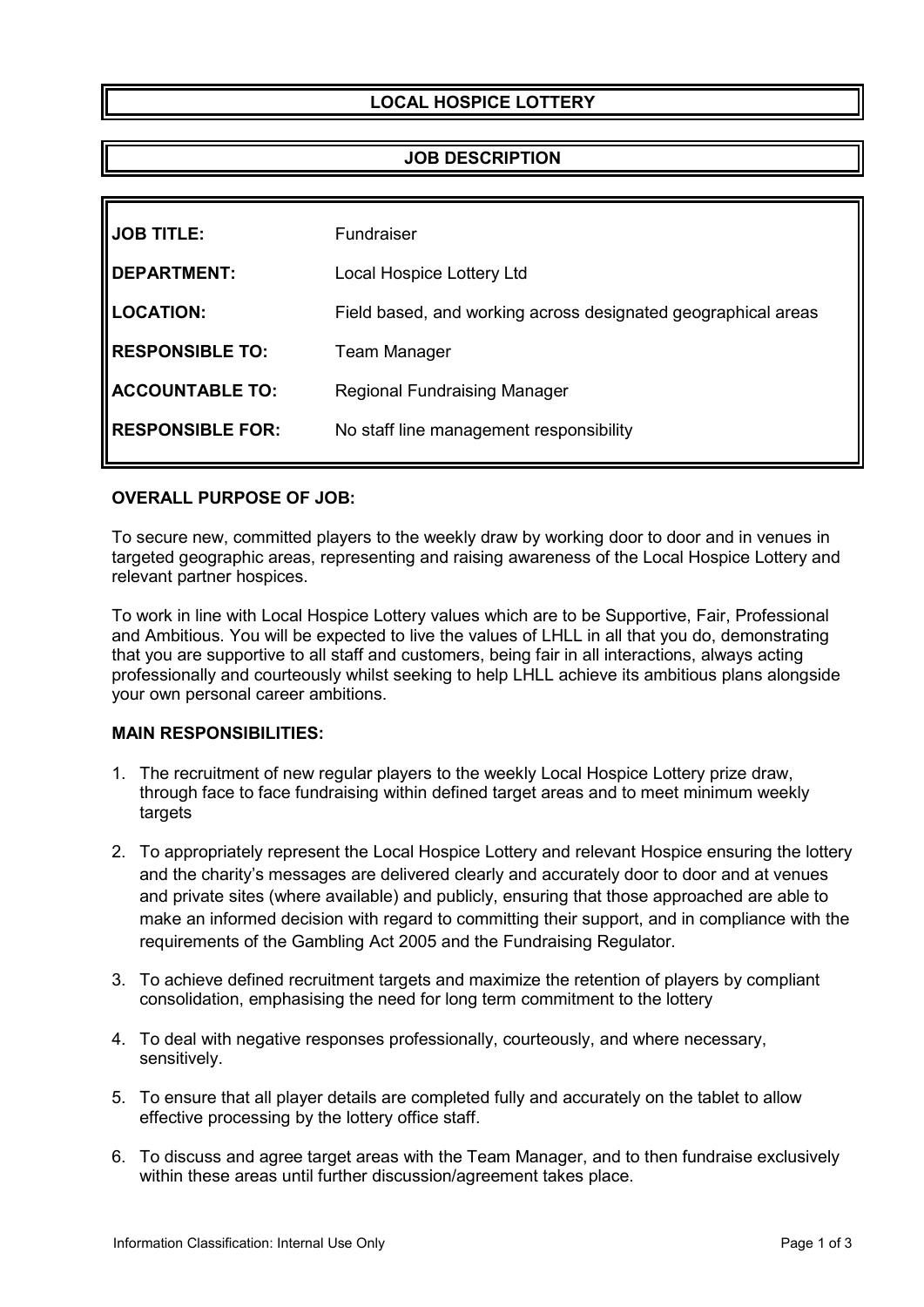# LOCAL HOSPICE LOTTERY

## JOB DESCRIPTION

| | |
|---|---|
| **JOB TITLE:** | Fundraiser |
| **DEPARTMENT:** | Local Hospice Lottery Ltd |
| **LOCATION:** | Field based, and working across designated geographical areas |
| **RESPONSIBLE TO:** | Team Manager |
| **ACCOUNTABLE TO:** | Regional Fundraising Manager |
| **RESPONSIBLE FOR:** | No staff line management responsibility |

### OVERALL PURPOSE OF JOB:

To secure new, committed players to the weekly draw by working door to door and in venues in targeted geographic areas, representing and raising awareness of the Local Hospice Lottery and relevant partner hospices.

To work in line with Local Hospice Lottery values which are to be Supportive, Fair, Professional and Ambitious. You will be expected to live the values of LHLL in all that you do, demonstrating that you are supportive to all staff and customers, being fair in all interactions, always acting professionally and courteously whilst seeking to help LHLL achieve its ambitious plans alongside your own personal career ambitions.

### MAIN RESPONSIBILITIES:

1. The recruitment of new regular players to the weekly Local Hospice Lottery prize draw, through face to face fundraising within defined target areas and to meet minimum weekly targets
2. To appropriately represent the Local Hospice Lottery and relevant Hospice ensuring the lottery and the charity's messages are delivered clearly and accurately door to door and at venues and private sites (where available) and publicly, ensuring that those approached are able to make an informed decision with regard to committing their support, and in compliance with the requirements of the Gambling Act 2005 and the Fundraising Regulator.
3. To achieve defined recruitment targets and maximize the retention of players by compliant consolidation, emphasising the need for long term commitment to the lottery
4. To deal with negative responses professionally, courteously, and where necessary, sensitively.
5. To ensure that all player details are completed fully and accurately on the tablet to allow effective processing by the lottery office staff.
6. To discuss and agree target areas with the Team Manager, and to then fundraise exclusively within these areas until further discussion/agreement takes place.

Information Classification: Internal Use Only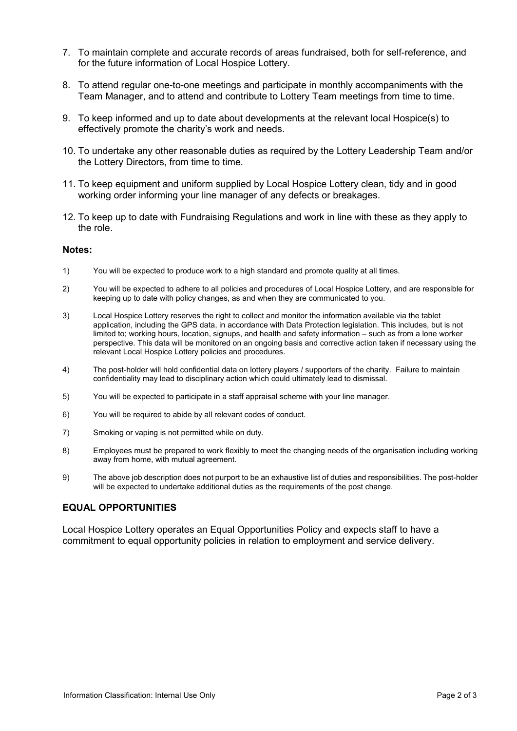7. To maintain complete and accurate records of areas fundraised, both for self-reference, and for the future information of Local Hospice Lottery.

8. To attend regular one-to-one meetings and participate in monthly accompaniments with the Team Manager, and to attend and contribute to Lottery Team meetings from time to time.

9. To keep informed and up to date about developments at the relevant local Hospice(s) to effectively promote the charity's work and needs.

10. To undertake any other reasonable duties as required by the Lottery Leadership Team and/or the Lottery Directors, from time to time.

11. To keep equipment and uniform supplied by Local Hospice Lottery clean, tidy and in good working order informing your line manager of any defects or breakages.

12. To keep up to date with Fundraising Regulations and work in line with these as they apply to the role.

**Notes:**

1) You will be expected to produce work to a high standard and promote quality at all times.

2) You will be expected to adhere to all policies and procedures of Local Hospice Lottery, and are responsible for keeping up to date with policy changes, as and when they are communicated to you.

3) Local Hospice Lottery reserves the right to collect and monitor the information available via the tablet application, including the GPS data, in accordance with Data Protection legislation. This includes, but is not limited to; working hours, location, signups, and health and safety information – such as from a lone worker perspective. This data will be monitored on an ongoing basis and corrective action taken if necessary using the relevant Local Hospice Lottery policies and procedures.

4) The post-holder will hold confidential data on lottery players / supporters of the charity. Failure to maintain confidentiality may lead to disciplinary action which could ultimately lead to dismissal.

5) You will be expected to participate in a staff appraisal scheme with your line manager.

6) You will be required to abide by all relevant codes of conduct.

7) Smoking or vaping is not permitted while on duty.

8) Employees must be prepared to work flexibly to meet the changing needs of the organisation including working away from home, with mutual agreement.

9) The above job description does not purport to be an exhaustive list of duties and responsibilities. The post-holder will be expected to undertake additional duties as the requirements of the post change.

## EQUAL OPPORTUNITIES

Local Hospice Lottery operates an Equal Opportunities Policy and expects staff to have a commitment to equal opportunity policies in relation to employment and service delivery.